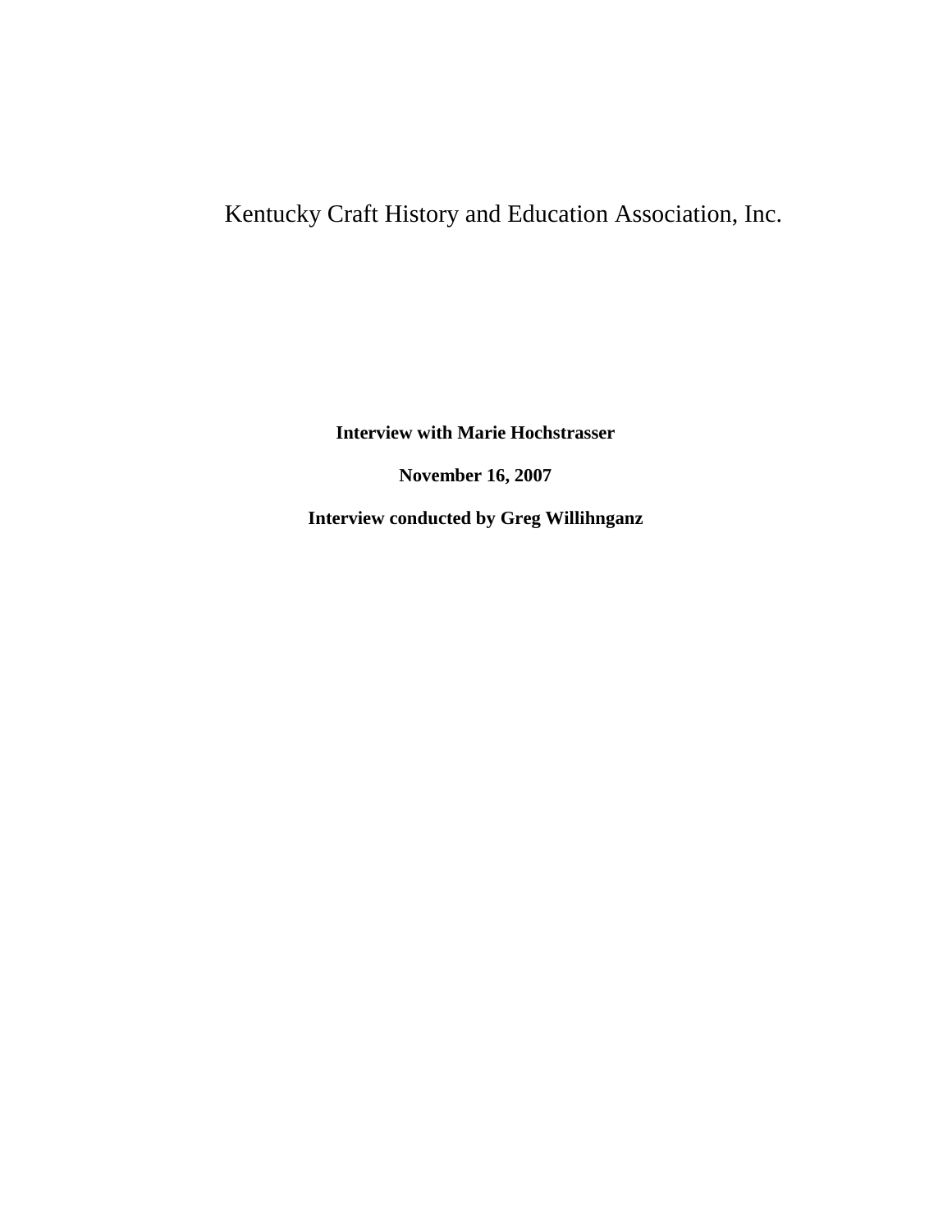# Kentucky Craft History and Education Association, Inc.

**Interview with Marie Hochstrasser**

**November 16, 2007**

**Interview conducted by Greg Willihnganz**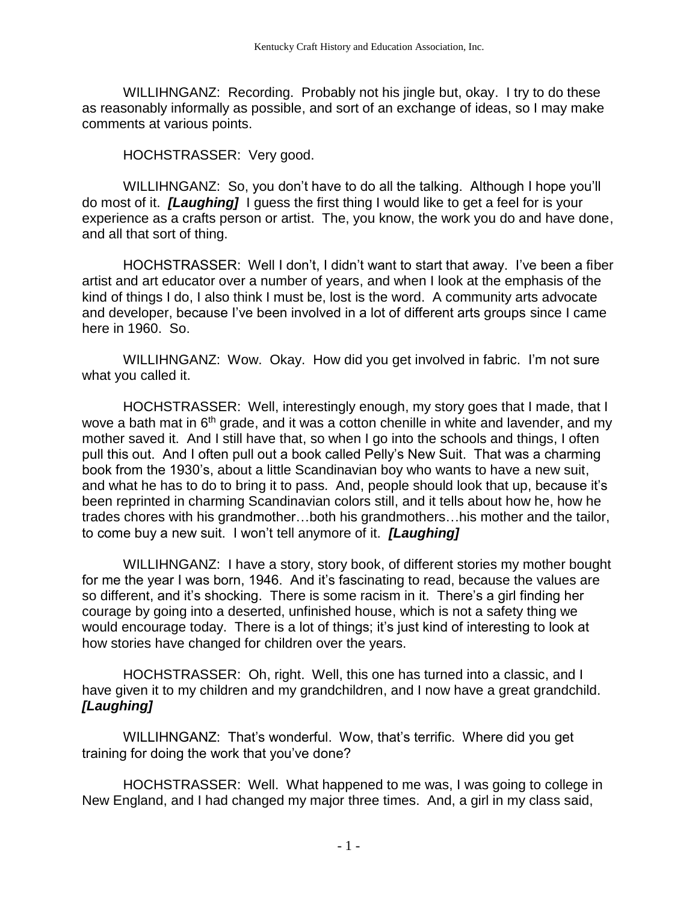WILLIHNGANZ: Recording. Probably not his jingle but, okay. I try to do these as reasonably informally as possible, and sort of an exchange of ideas, so I may make comments at various points.

HOCHSTRASSER: Very good.

WILLIHNGANZ: So, you don't have to do all the talking. Although I hope you'll do most of it. ***[Laughing]*** I guess the first thing I would like to get a feel for is your experience as a crafts person or artist. The, you know, the work you do and have done, and all that sort of thing.

HOCHSTRASSER: Well I don't, I didn't want to start that away. I've been a fiber artist and art educator over a number of years, and when I look at the emphasis of the kind of things I do, I also think I must be, lost is the word. A community arts advocate and developer, because I've been involved in a lot of different arts groups since I came here in 1960. So.

WILLIHNGANZ: Wow. Okay. How did you get involved in fabric. I'm not sure what you called it.

HOCHSTRASSER: Well, interestingly enough, my story goes that I made, that I wove a bath mat in 6th grade, and it was a cotton chenille in white and lavender, and my mother saved it. And I still have that, so when I go into the schools and things, I often pull this out. And I often pull out a book called Pelly's New Suit. That was a charming book from the 1930's, about a little Scandinavian boy who wants to have a new suit, and what he has to do to bring it to pass. And, people should look that up, because it's been reprinted in charming Scandinavian colors still, and it tells about how he, how he trades chores with his grandmother…both his grandmothers…his mother and the tailor, to come buy a new suit. I won't tell anymore of it. ***[Laughing]***

WILLIHNGANZ: I have a story, story book, of different stories my mother bought for me the year I was born, 1946. And it's fascinating to read, because the values are so different, and it's shocking. There is some racism in it. There's a girl finding her courage by going into a deserted, unfinished house, which is not a safety thing we would encourage today. There is a lot of things; it's just kind of interesting to look at how stories have changed for children over the years.

HOCHSTRASSER: Oh, right. Well, this one has turned into a classic, and I have given it to my children and my grandchildren, and I now have a great grandchild. ***[Laughing]***

WILLIHNGANZ: That's wonderful. Wow, that's terrific. Where did you get training for doing the work that you've done?

HOCHSTRASSER: Well. What happened to me was, I was going to college in New England, and I had changed my major three times. And, a girl in my class said,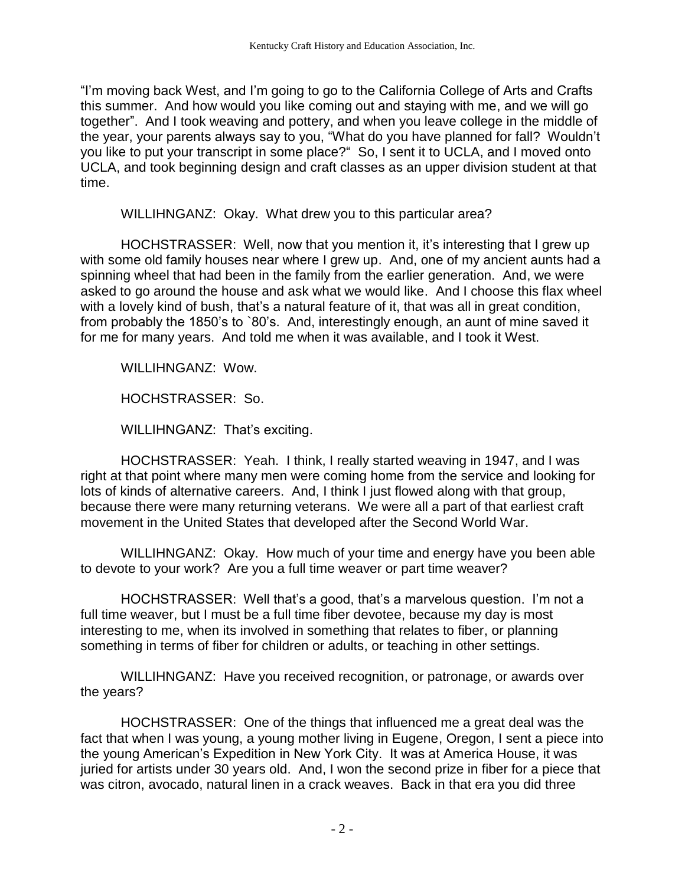"I'm moving back West, and I'm going to go to the California College of Arts and Crafts this summer. And how would you like coming out and staying with me, and we will go together". And I took weaving and pottery, and when you leave college in the middle of the year, your parents always say to you, "What do you have planned for fall? Wouldn't you like to put your transcript in some place?" So, I sent it to UCLA, and I moved onto UCLA, and took beginning design and craft classes as an upper division student at that time.

WILLIHNGANZ: Okay. What drew you to this particular area?

HOCHSTRASSER: Well, now that you mention it, it's interesting that I grew up with some old family houses near where I grew up. And, one of my ancient aunts had a spinning wheel that had been in the family from the earlier generation. And, we were asked to go around the house and ask what we would like. And I choose this flax wheel with a lovely kind of bush, that's a natural feature of it, that was all in great condition, from probably the 1850's to `80's. And, interestingly enough, an aunt of mine saved it for me for many years. And told me when it was available, and I took it West.

WILLIHNGANZ: Wow.

HOCHSTRASSER: So.

WILLIHNGANZ: That's exciting.

HOCHSTRASSER: Yeah. I think, I really started weaving in 1947, and I was right at that point where many men were coming home from the service and looking for lots of kinds of alternative careers. And, I think I just flowed along with that group, because there were many returning veterans. We were all a part of that earliest craft movement in the United States that developed after the Second World War.

WILLIHNGANZ: Okay. How much of your time and energy have you been able to devote to your work? Are you a full time weaver or part time weaver?

HOCHSTRASSER: Well that's a good, that's a marvelous question. I'm not a full time weaver, but I must be a full time fiber devotee, because my day is most interesting to me, when its involved in something that relates to fiber, or planning something in terms of fiber for children or adults, or teaching in other settings.

WILLIHNGANZ: Have you received recognition, or patronage, or awards over the years?

HOCHSTRASSER: One of the things that influenced me a great deal was the fact that when I was young, a young mother living in Eugene, Oregon, I sent a piece into the young American's Expedition in New York City. It was at America House, it was juried for artists under 30 years old. And, I won the second prize in fiber for a piece that was citron, avocado, natural linen in a crack weaves. Back in that era you did three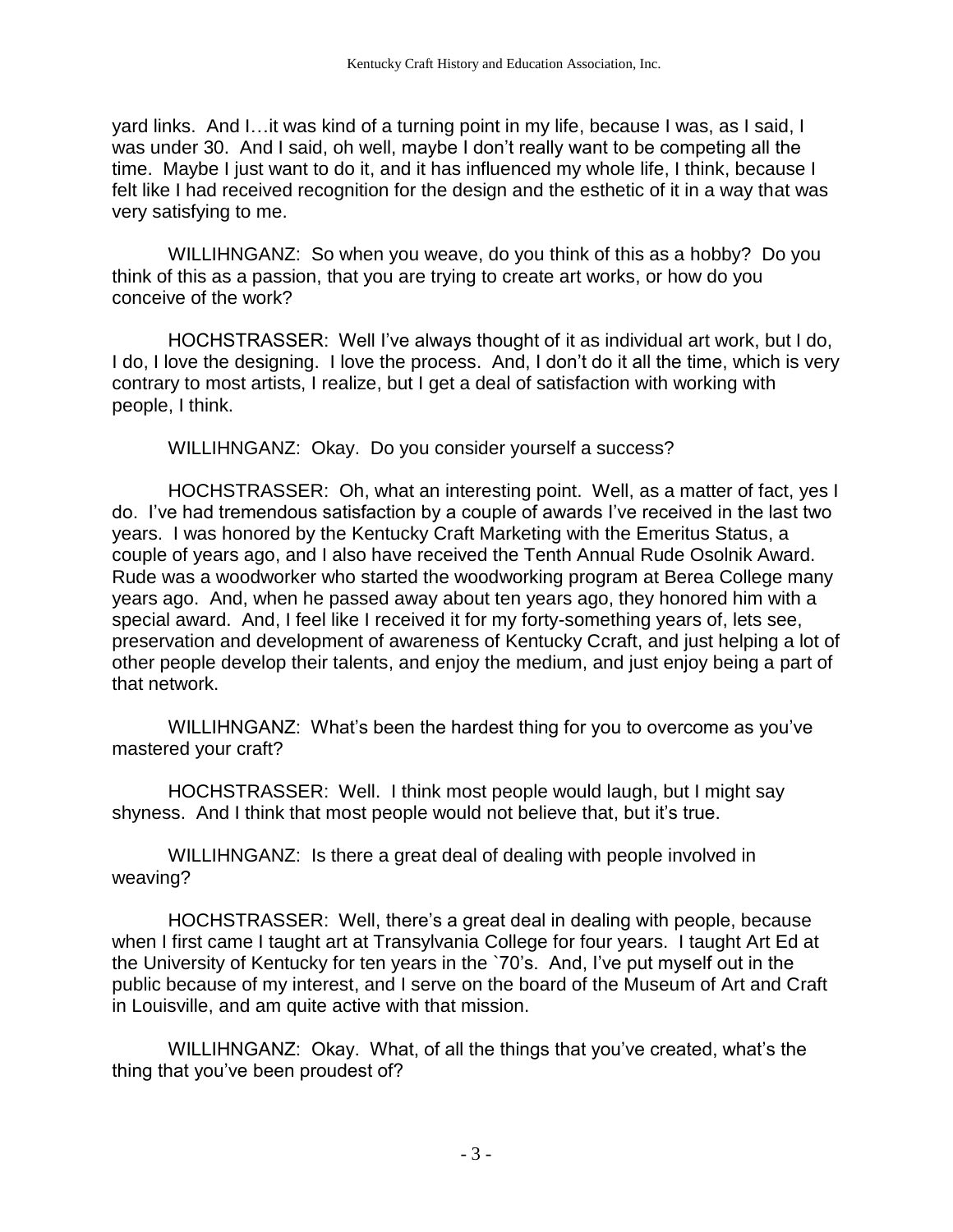yard links. And I…it was kind of a turning point in my life, because I was, as I said, I was under 30. And I said, oh well, maybe I don't really want to be competing all the time. Maybe I just want to do it, and it has influenced my whole life, I think, because I felt like I had received recognition for the design and the esthetic of it in a way that was very satisfying to me.

WILLIHNGANZ: So when you weave, do you think of this as a hobby? Do you think of this as a passion, that you are trying to create art works, or how do you conceive of the work?

HOCHSTRASSER: Well I've always thought of it as individual art work, but I do, I do, I love the designing. I love the process. And, I don't do it all the time, which is very contrary to most artists, I realize, but I get a deal of satisfaction with working with people, I think.

WILLIHNGANZ: Okay. Do you consider yourself a success?

HOCHSTRASSER: Oh, what an interesting point. Well, as a matter of fact, yes I do. I've had tremendous satisfaction by a couple of awards I've received in the last two years. I was honored by the Kentucky Craft Marketing with the Emeritus Status, a couple of years ago, and I also have received the Tenth Annual Rude Osolnik Award. Rude was a woodworker who started the woodworking program at Berea College many years ago. And, when he passed away about ten years ago, they honored him with a special award. And, I feel like I received it for my forty-something years of, lets see, preservation and development of awareness of Kentucky Ccraft, and just helping a lot of other people develop their talents, and enjoy the medium, and just enjoy being a part of that network.

WILLIHNGANZ: What's been the hardest thing for you to overcome as you've mastered your craft?

HOCHSTRASSER: Well. I think most people would laugh, but I might say shyness. And I think that most people would not believe that, but it's true.

WILLIHNGANZ: Is there a great deal of dealing with people involved in weaving?

HOCHSTRASSER: Well, there's a great deal in dealing with people, because when I first came I taught art at Transylvania College for four years. I taught Art Ed at the University of Kentucky for ten years in the `70's. And, I've put myself out in the public because of my interest, and I serve on the board of the Museum of Art and Craft in Louisville, and am quite active with that mission.

WILLIHNGANZ: Okay. What, of all the things that you've created, what's the thing that you've been proudest of?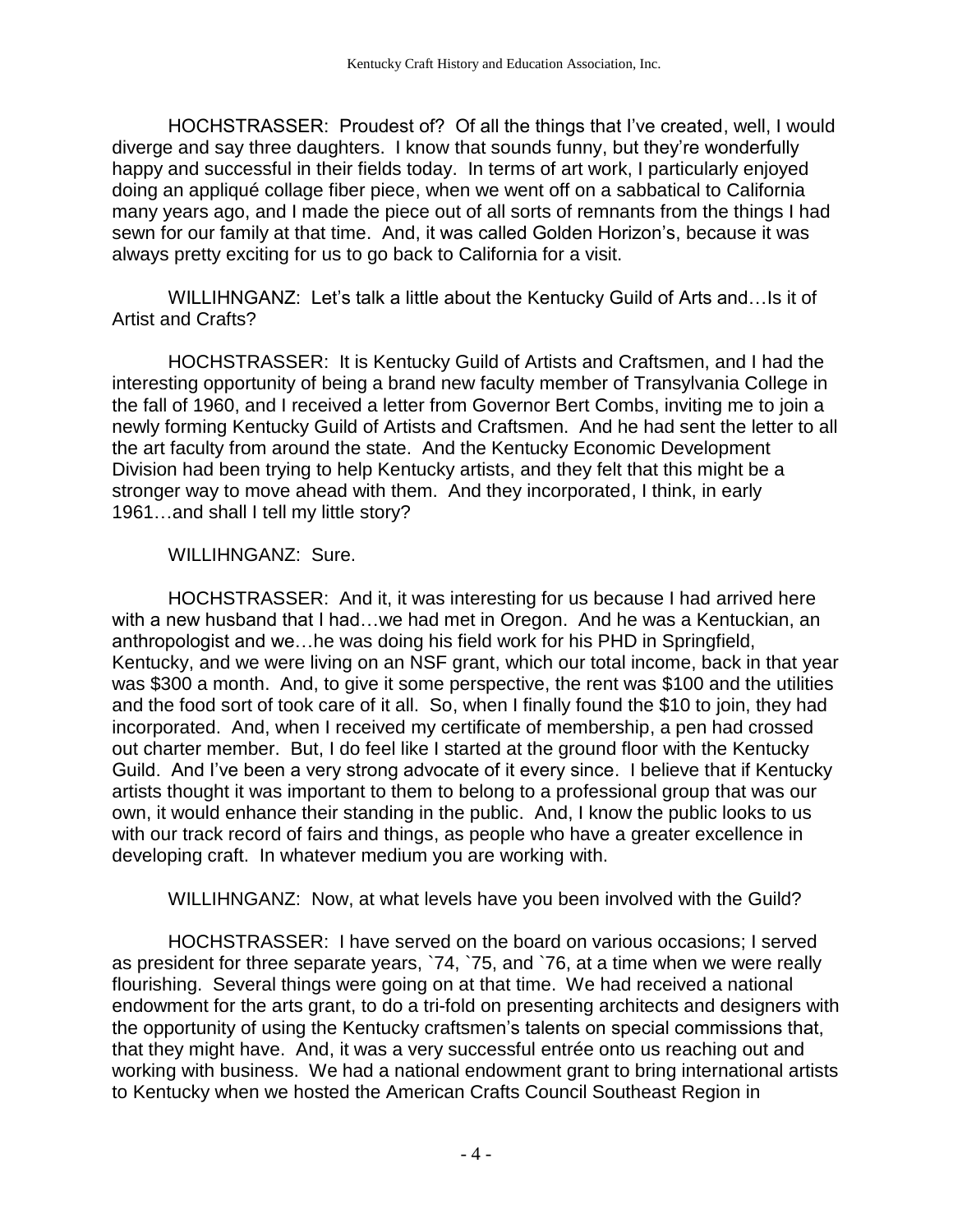HOCHSTRASSER: Proudest of? Of all the things that I've created, well, I would diverge and say three daughters. I know that sounds funny, but they're wonderfully happy and successful in their fields today. In terms of art work, I particularly enjoyed doing an appliqué collage fiber piece, when we went off on a sabbatical to California many years ago, and I made the piece out of all sorts of remnants from the things I had sewn for our family at that time. And, it was called Golden Horizon's, because it was always pretty exciting for us to go back to California for a visit.

WILLIHNGANZ: Let's talk a little about the Kentucky Guild of Arts and…Is it of Artist and Crafts?

HOCHSTRASSER: It is Kentucky Guild of Artists and Craftsmen, and I had the interesting opportunity of being a brand new faculty member of Transylvania College in the fall of 1960, and I received a letter from Governor Bert Combs, inviting me to join a newly forming Kentucky Guild of Artists and Craftsmen. And he had sent the letter to all the art faculty from around the state. And the Kentucky Economic Development Division had been trying to help Kentucky artists, and they felt that this might be a stronger way to move ahead with them. And they incorporated, I think, in early 1961…and shall I tell my little story?

WILLIHNGANZ: Sure.

HOCHSTRASSER: And it, it was interesting for us because I had arrived here with a new husband that I had…we had met in Oregon. And he was a Kentuckian, an anthropologist and we…he was doing his field work for his PHD in Springfield, Kentucky, and we were living on an NSF grant, which our total income, back in that year was $300 a month. And, to give it some perspective, the rent was $100 and the utilities and the food sort of took care of it all. So, when I finally found the $10 to join, they had incorporated. And, when I received my certificate of membership, a pen had crossed out charter member. But, I do feel like I started at the ground floor with the Kentucky Guild. And I've been a very strong advocate of it every since. I believe that if Kentucky artists thought it was important to them to belong to a professional group that was our own, it would enhance their standing in the public. And, I know the public looks to us with our track record of fairs and things, as people who have a greater excellence in developing craft. In whatever medium you are working with.

WILLIHNGANZ: Now, at what levels have you been involved with the Guild?

HOCHSTRASSER: I have served on the board on various occasions; I served as president for three separate years, `74, `75, and `76, at a time when we were really flourishing. Several things were going on at that time. We had received a national endowment for the arts grant, to do a tri-fold on presenting architects and designers with the opportunity of using the Kentucky craftsmen's talents on special commissions that, that they might have. And, it was a very successful entrée onto us reaching out and working with business. We had a national endowment grant to bring international artists to Kentucky when we hosted the American Crafts Council Southeast Region in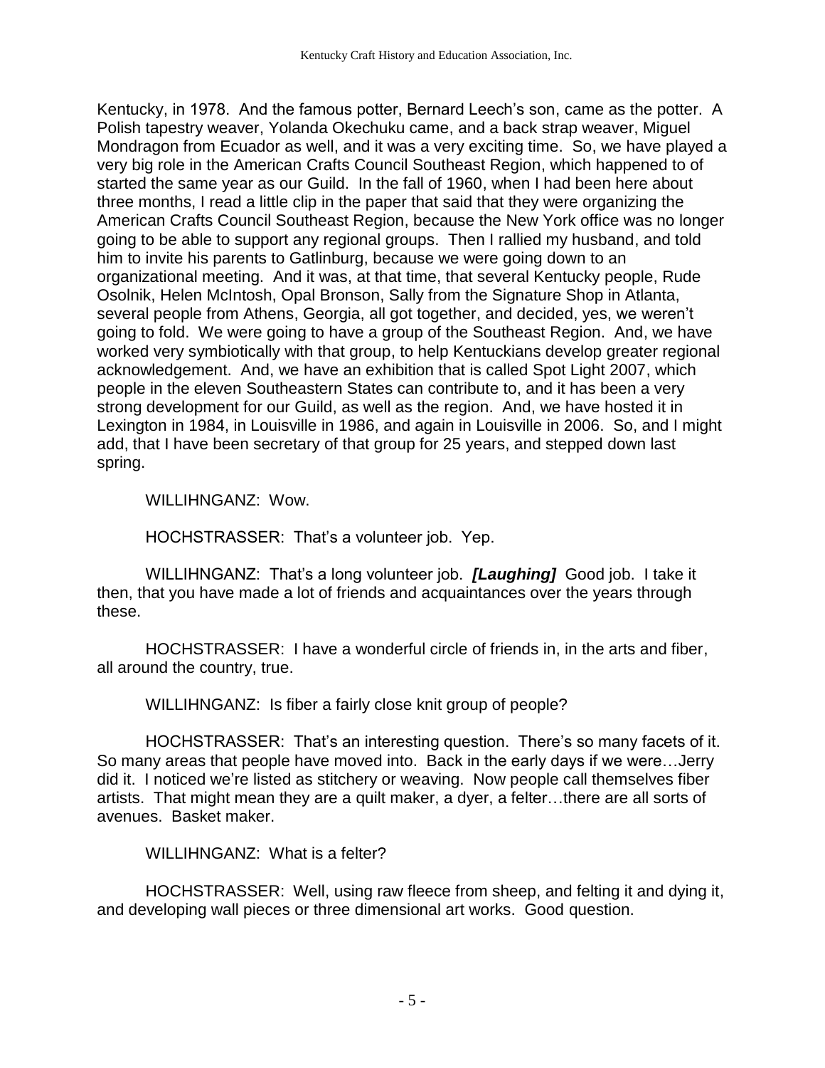Kentucky, in 1978. And the famous potter, Bernard Leech's son, came as the potter. A Polish tapestry weaver, Yolanda Okechuku came, and a back strap weaver, Miguel Mondragon from Ecuador as well, and it was a very exciting time. So, we have played a very big role in the American Crafts Council Southeast Region, which happened to of started the same year as our Guild. In the fall of 1960, when I had been here about three months, I read a little clip in the paper that said that they were organizing the American Crafts Council Southeast Region, because the New York office was no longer going to be able to support any regional groups. Then I rallied my husband, and told him to invite his parents to Gatlinburg, because we were going down to an organizational meeting. And it was, at that time, that several Kentucky people, Rude Osolnik, Helen McIntosh, Opal Bronson, Sally from the Signature Shop in Atlanta, several people from Athens, Georgia, all got together, and decided, yes, we weren't going to fold. We were going to have a group of the Southeast Region. And, we have worked very symbiotically with that group, to help Kentuckians develop greater regional acknowledgement. And, we have an exhibition that is called Spot Light 2007, which people in the eleven Southeastern States can contribute to, and it has been a very strong development for our Guild, as well as the region. And, we have hosted it in Lexington in 1984, in Louisville in 1986, and again in Louisville in 2006. So, and I might add, that I have been secretary of that group for 25 years, and stepped down last spring.

WILLIHNGANZ: Wow.

HOCHSTRASSER: That's a volunteer job. Yep.

WILLIHNGANZ: That's a long volunteer job. ***[Laughing]*** Good job. I take it then, that you have made a lot of friends and acquaintances over the years through these.

HOCHSTRASSER: I have a wonderful circle of friends in, in the arts and fiber, all around the country, true.

WILLIHNGANZ: Is fiber a fairly close knit group of people?

HOCHSTRASSER: That's an interesting question. There's so many facets of it. So many areas that people have moved into. Back in the early days if we were…Jerry did it. I noticed we're listed as stitchery or weaving. Now people call themselves fiber artists. That might mean they are a quilt maker, a dyer, a felter…there are all sorts of avenues. Basket maker.

WILLIHNGANZ: What is a felter?

HOCHSTRASSER: Well, using raw fleece from sheep, and felting it and dying it, and developing wall pieces or three dimensional art works. Good question.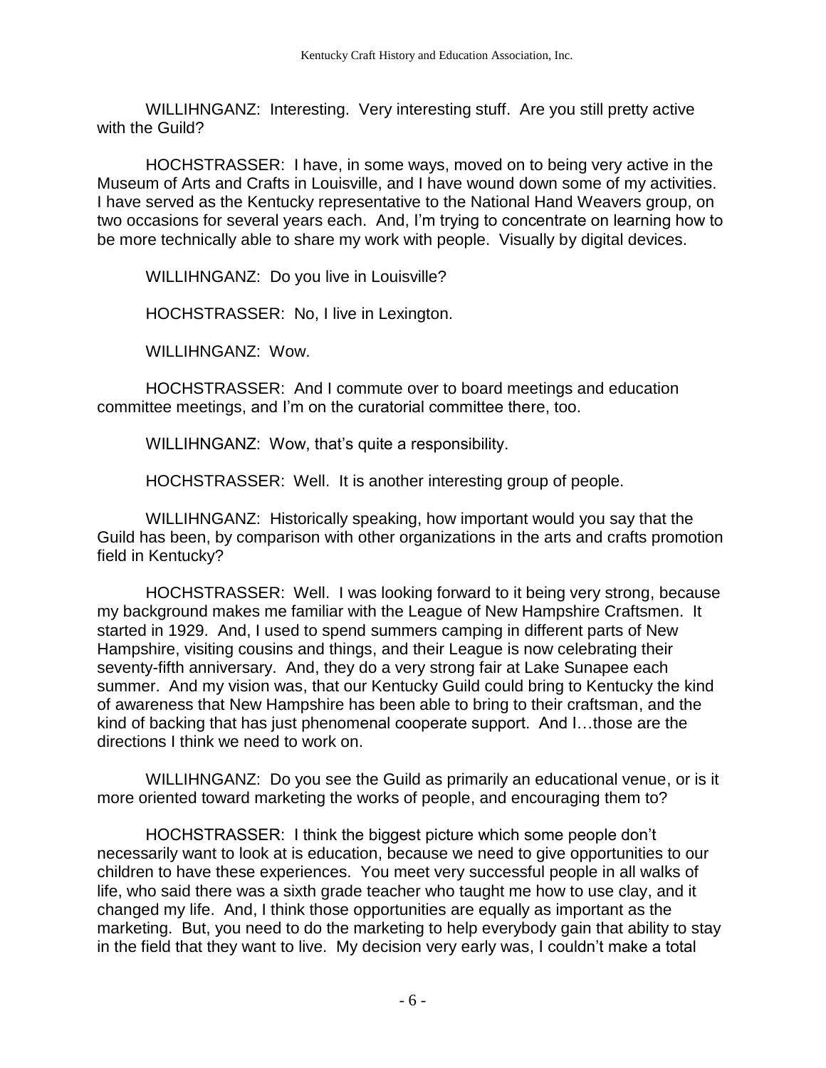WILLIHNGANZ: Interesting. Very interesting stuff. Are you still pretty active with the Guild?

HOCHSTRASSER: I have, in some ways, moved on to being very active in the Museum of Arts and Crafts in Louisville, and I have wound down some of my activities. I have served as the Kentucky representative to the National Hand Weavers group, on two occasions for several years each. And, I'm trying to concentrate on learning how to be more technically able to share my work with people. Visually by digital devices.

WILLIHNGANZ: Do you live in Louisville?

HOCHSTRASSER: No, I live in Lexington.

WILLIHNGANZ: Wow.

HOCHSTRASSER: And I commute over to board meetings and education committee meetings, and I'm on the curatorial committee there, too.

WILLIHNGANZ: Wow, that's quite a responsibility.

HOCHSTRASSER: Well. It is another interesting group of people.

WILLIHNGANZ: Historically speaking, how important would you say that the Guild has been, by comparison with other organizations in the arts and crafts promotion field in Kentucky?

HOCHSTRASSER: Well. I was looking forward to it being very strong, because my background makes me familiar with the League of New Hampshire Craftsmen. It started in 1929. And, I used to spend summers camping in different parts of New Hampshire, visiting cousins and things, and their League is now celebrating their seventy-fifth anniversary. And, they do a very strong fair at Lake Sunapee each summer. And my vision was, that our Kentucky Guild could bring to Kentucky the kind of awareness that New Hampshire has been able to bring to their craftsman, and the kind of backing that has just phenomenal cooperate support. And I…those are the directions I think we need to work on.

WILLIHNGANZ: Do you see the Guild as primarily an educational venue, or is it more oriented toward marketing the works of people, and encouraging them to?

HOCHSTRASSER: I think the biggest picture which some people don't necessarily want to look at is education, because we need to give opportunities to our children to have these experiences. You meet very successful people in all walks of life, who said there was a sixth grade teacher who taught me how to use clay, and it changed my life. And, I think those opportunities are equally as important as the marketing. But, you need to do the marketing to help everybody gain that ability to stay in the field that they want to live. My decision very early was, I couldn't make a total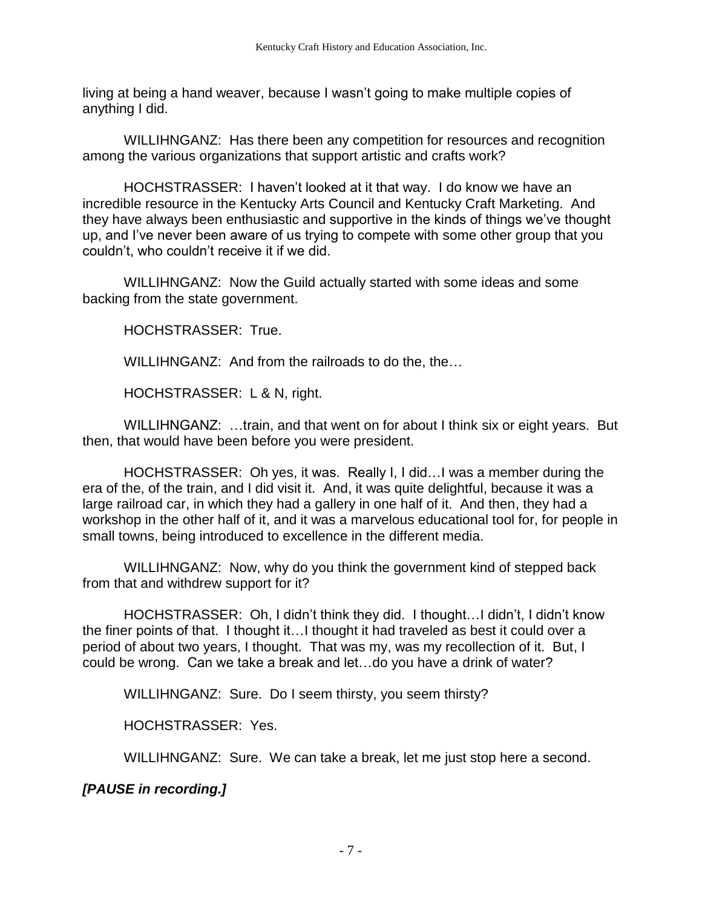living at being a hand weaver, because I wasn't going to make multiple copies of anything I did.

WILLIHNGANZ: Has there been any competition for resources and recognition among the various organizations that support artistic and crafts work?

HOCHSTRASSER: I haven't looked at it that way. I do know we have an incredible resource in the Kentucky Arts Council and Kentucky Craft Marketing. And they have always been enthusiastic and supportive in the kinds of things we've thought up, and I've never been aware of us trying to compete with some other group that you couldn't, who couldn't receive it if we did.

WILLIHNGANZ: Now the Guild actually started with some ideas and some backing from the state government.

HOCHSTRASSER: True.

WILLIHNGANZ: And from the railroads to do the, the…

HOCHSTRASSER: L & N, right.

WILLIHNGANZ: …train, and that went on for about I think six or eight years. But then, that would have been before you were president.

HOCHSTRASSER: Oh yes, it was. Really I, I did…I was a member during the era of the, of the train, and I did visit it. And, it was quite delightful, because it was a large railroad car, in which they had a gallery in one half of it. And then, they had a workshop in the other half of it, and it was a marvelous educational tool for, for people in small towns, being introduced to excellence in the different media.

WILLIHNGANZ: Now, why do you think the government kind of stepped back from that and withdrew support for it?

HOCHSTRASSER: Oh, I didn't think they did. I thought…I didn't, I didn't know the finer points of that. I thought it…I thought it had traveled as best it could over a period of about two years, I thought. That was my, was my recollection of it. But, I could be wrong. Can we take a break and let…do you have a drink of water?

WILLIHNGANZ: Sure. Do I seem thirsty, you seem thirsty?

HOCHSTRASSER: Yes.

WILLIHNGANZ: Sure. We can take a break, let me just stop here a second.

***[PAUSE in recording.]***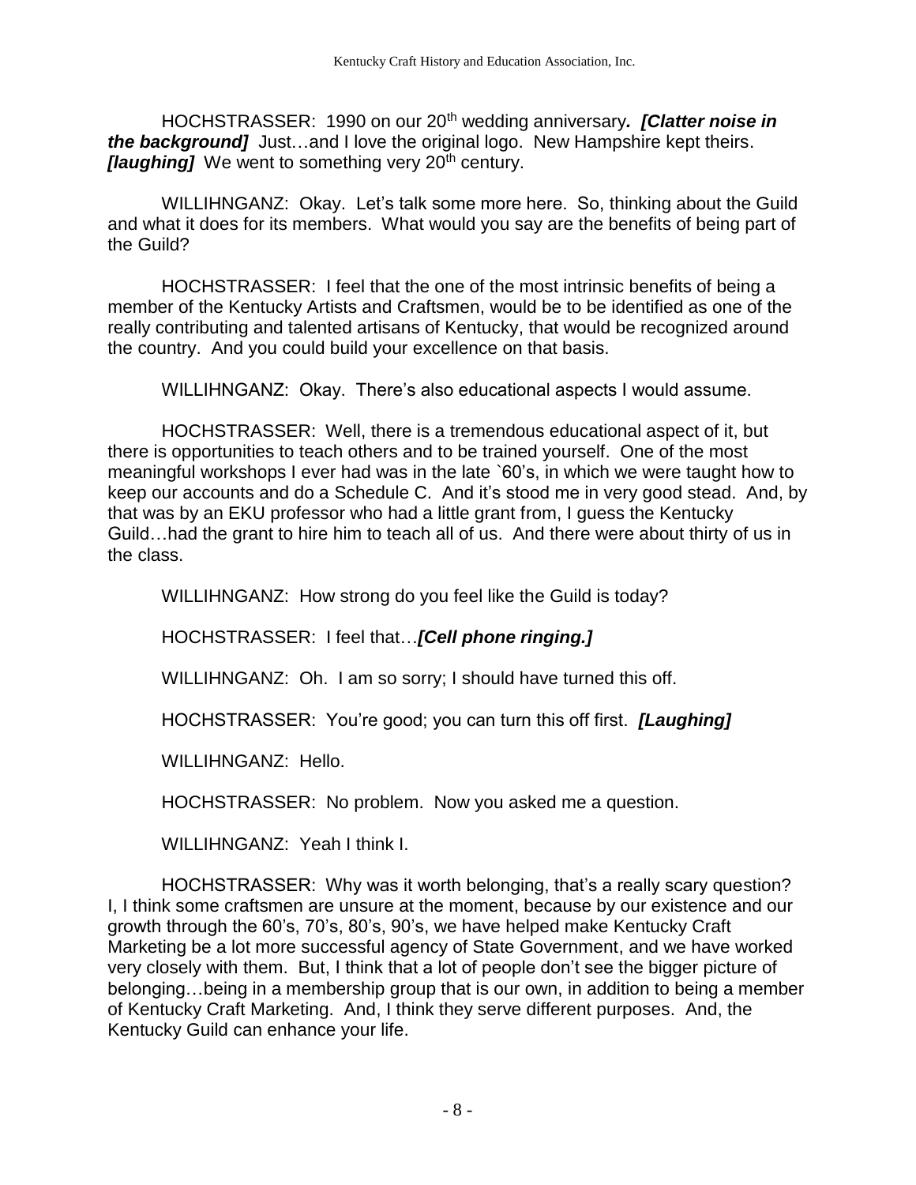HOCHSTRASSER: 1990 on our 20th wedding anniversary***. [Clatter noise in the background]*** Just…and I love the original logo. New Hampshire kept theirs. ***[laughing]*** We went to something very 20th century.

WILLIHNGANZ: Okay. Let's talk some more here. So, thinking about the Guild and what it does for its members. What would you say are the benefits of being part of the Guild?

HOCHSTRASSER: I feel that the one of the most intrinsic benefits of being a member of the Kentucky Artists and Craftsmen, would be to be identified as one of the really contributing and talented artisans of Kentucky, that would be recognized around the country. And you could build your excellence on that basis.

WILLIHNGANZ: Okay. There's also educational aspects I would assume.

HOCHSTRASSER: Well, there is a tremendous educational aspect of it, but there is opportunities to teach others and to be trained yourself. One of the most meaningful workshops I ever had was in the late `60's, in which we were taught how to keep our accounts and do a Schedule C. And it's stood me in very good stead. And, by that was by an EKU professor who had a little grant from, I guess the Kentucky Guild…had the grant to hire him to teach all of us. And there were about thirty of us in the class.

WILLIHNGANZ: How strong do you feel like the Guild is today?

HOCHSTRASSER: I feel that…***[Cell phone ringing.]***

WILLIHNGANZ: Oh. I am so sorry; I should have turned this off.

HOCHSTRASSER: You're good; you can turn this off first. ***[Laughing]***

WILLIHNGANZ: Hello.

HOCHSTRASSER: No problem. Now you asked me a question.

WILLIHNGANZ: Yeah I think I.

HOCHSTRASSER: Why was it worth belonging, that's a really scary question? I, I think some craftsmen are unsure at the moment, because by our existence and our growth through the 60's, 70's, 80's, 90's, we have helped make Kentucky Craft Marketing be a lot more successful agency of State Government, and we have worked very closely with them. But, I think that a lot of people don't see the bigger picture of belonging…being in a membership group that is our own, in addition to being a member of Kentucky Craft Marketing. And, I think they serve different purposes. And, the Kentucky Guild can enhance your life.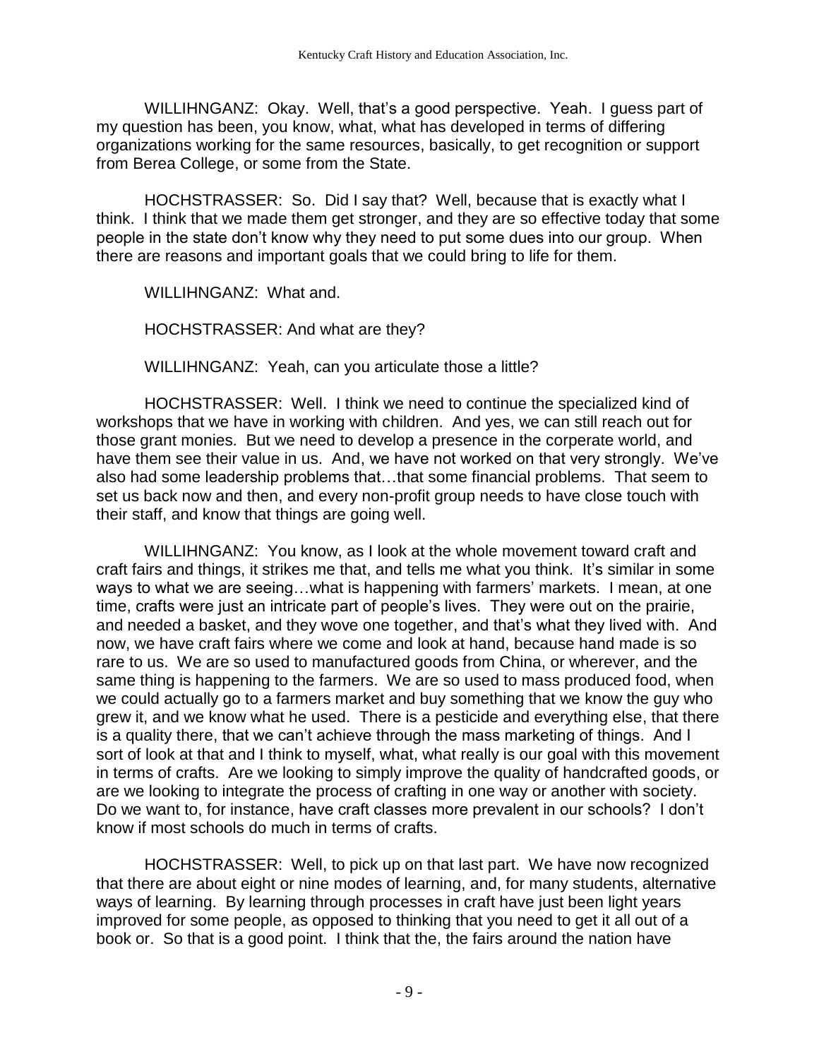WILLIHNGANZ: Okay. Well, that's a good perspective. Yeah. I guess part of my question has been, you know, what, what has developed in terms of differing organizations working for the same resources, basically, to get recognition or support from Berea College, or some from the State.

HOCHSTRASSER: So. Did I say that? Well, because that is exactly what I think. I think that we made them get stronger, and they are so effective today that some people in the state don't know why they need to put some dues into our group. When there are reasons and important goals that we could bring to life for them.

WILLIHNGANZ: What and.

HOCHSTRASSER: And what are they?

WILLIHNGANZ: Yeah, can you articulate those a little?

HOCHSTRASSER: Well. I think we need to continue the specialized kind of workshops that we have in working with children. And yes, we can still reach out for those grant monies. But we need to develop a presence in the corperate world, and have them see their value in us. And, we have not worked on that very strongly. We've also had some leadership problems that…that some financial problems. That seem to set us back now and then, and every non-profit group needs to have close touch with their staff, and know that things are going well.

WILLIHNGANZ: You know, as I look at the whole movement toward craft and craft fairs and things, it strikes me that, and tells me what you think. It's similar in some ways to what we are seeing…what is happening with farmers' markets. I mean, at one time, crafts were just an intricate part of people's lives. They were out on the prairie, and needed a basket, and they wove one together, and that's what they lived with. And now, we have craft fairs where we come and look at hand, because hand made is so rare to us. We are so used to manufactured goods from China, or wherever, and the same thing is happening to the farmers. We are so used to mass produced food, when we could actually go to a farmers market and buy something that we know the guy who grew it, and we know what he used. There is a pesticide and everything else, that there is a quality there, that we can't achieve through the mass marketing of things. And I sort of look at that and I think to myself, what, what really is our goal with this movement in terms of crafts. Are we looking to simply improve the quality of handcrafted goods, or are we looking to integrate the process of crafting in one way or another with society. Do we want to, for instance, have craft classes more prevalent in our schools? I don't know if most schools do much in terms of crafts.

HOCHSTRASSER: Well, to pick up on that last part. We have now recognized that there are about eight or nine modes of learning, and, for many students, alternative ways of learning. By learning through processes in craft have just been light years improved for some people, as opposed to thinking that you need to get it all out of a book or. So that is a good point. I think that the, the fairs around the nation have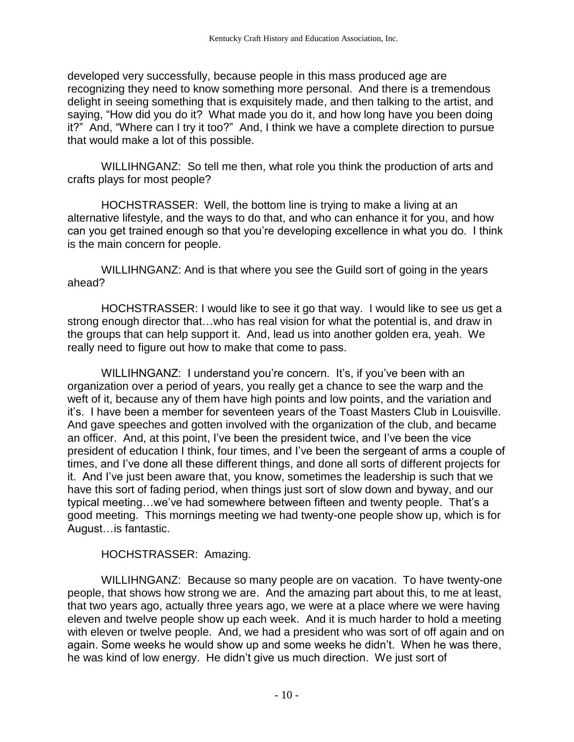developed very successfully, because people in this mass produced age are recognizing they need to know something more personal. And there is a tremendous delight in seeing something that is exquisitely made, and then talking to the artist, and saying, "How did you do it? What made you do it, and how long have you been doing it?" And, "Where can I try it too?" And, I think we have a complete direction to pursue that would make a lot of this possible.

WILLIHNGANZ: So tell me then, what role you think the production of arts and crafts plays for most people?

HOCHSTRASSER: Well, the bottom line is trying to make a living at an alternative lifestyle, and the ways to do that, and who can enhance it for you, and how can you get trained enough so that you're developing excellence in what you do. I think is the main concern for people.

WILLIHNGANZ: And is that where you see the Guild sort of going in the years ahead?

HOCHSTRASSER: I would like to see it go that way. I would like to see us get a strong enough director that…who has real vision for what the potential is, and draw in the groups that can help support it. And, lead us into another golden era, yeah. We really need to figure out how to make that come to pass.

WILLIHNGANZ: I understand you're concern. It's, if you've been with an organization over a period of years, you really get a chance to see the warp and the weft of it, because any of them have high points and low points, and the variation and it's. I have been a member for seventeen years of the Toast Masters Club in Louisville. And gave speeches and gotten involved with the organization of the club, and became an officer. And, at this point, I've been the president twice, and I've been the vice president of education I think, four times, and I've been the sergeant of arms a couple of times, and I've done all these different things, and done all sorts of different projects for it. And I've just been aware that, you know, sometimes the leadership is such that we have this sort of fading period, when things just sort of slow down and byway, and our typical meeting…we've had somewhere between fifteen and twenty people. That's a good meeting. This mornings meeting we had twenty-one people show up, which is for August…is fantastic.

HOCHSTRASSER: Amazing.

WILLIHNGANZ: Because so many people are on vacation. To have twenty-one people, that shows how strong we are. And the amazing part about this, to me at least, that two years ago, actually three years ago, we were at a place where we were having eleven and twelve people show up each week. And it is much harder to hold a meeting with eleven or twelve people. And, we had a president who was sort of off again and on again. Some weeks he would show up and some weeks he didn't. When he was there, he was kind of low energy. He didn't give us much direction. We just sort of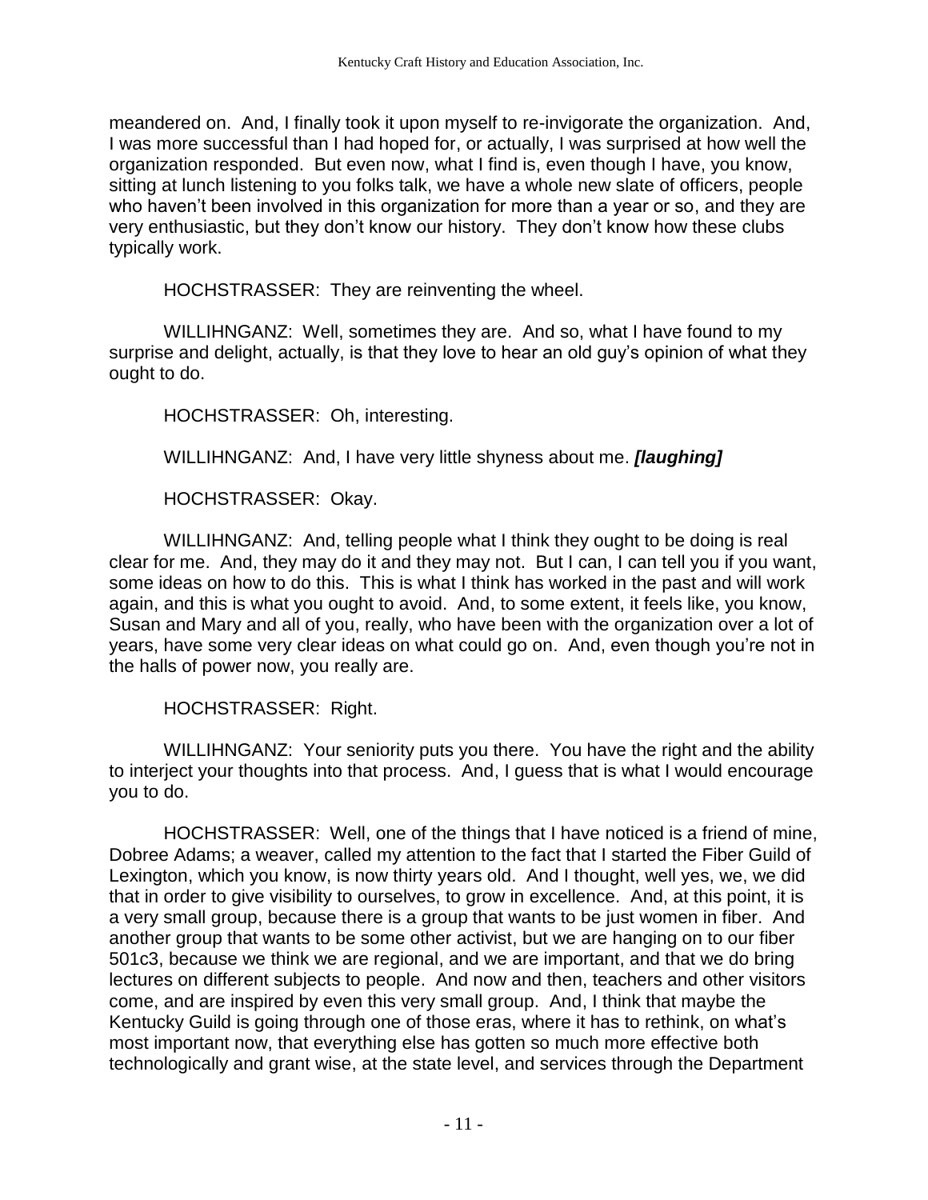meandered on. And, I finally took it upon myself to re-invigorate the organization. And, I was more successful than I had hoped for, or actually, I was surprised at how well the organization responded. But even now, what I find is, even though I have, you know, sitting at lunch listening to you folks talk, we have a whole new slate of officers, people who haven't been involved in this organization for more than a year or so, and they are very enthusiastic, but they don't know our history. They don't know how these clubs typically work.

HOCHSTRASSER: They are reinventing the wheel.

WILLIHNGANZ: Well, sometimes they are. And so, what I have found to my surprise and delight, actually, is that they love to hear an old guy's opinion of what they ought to do.

HOCHSTRASSER: Oh, interesting.

WILLIHNGANZ: And, I have very little shyness about me. ***[laughing]***

HOCHSTRASSER: Okay.

WILLIHNGANZ: And, telling people what I think they ought to be doing is real clear for me. And, they may do it and they may not. But I can, I can tell you if you want, some ideas on how to do this. This is what I think has worked in the past and will work again, and this is what you ought to avoid. And, to some extent, it feels like, you know, Susan and Mary and all of you, really, who have been with the organization over a lot of years, have some very clear ideas on what could go on. And, even though you're not in the halls of power now, you really are.

HOCHSTRASSER: Right.

WILLIHNGANZ: Your seniority puts you there. You have the right and the ability to interject your thoughts into that process. And, I guess that is what I would encourage you to do.

HOCHSTRASSER: Well, one of the things that I have noticed is a friend of mine, Dobree Adams; a weaver, called my attention to the fact that I started the Fiber Guild of Lexington, which you know, is now thirty years old. And I thought, well yes, we, we did that in order to give visibility to ourselves, to grow in excellence. And, at this point, it is a very small group, because there is a group that wants to be just women in fiber. And another group that wants to be some other activist, but we are hanging on to our fiber 501c3, because we think we are regional, and we are important, and that we do bring lectures on different subjects to people. And now and then, teachers and other visitors come, and are inspired by even this very small group. And, I think that maybe the Kentucky Guild is going through one of those eras, where it has to rethink, on what's most important now, that everything else has gotten so much more effective both technologically and grant wise, at the state level, and services through the Department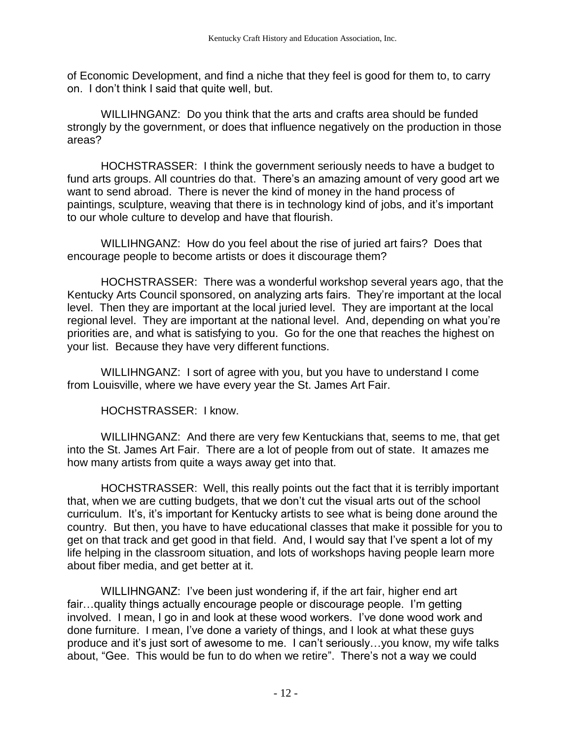of Economic Development, and find a niche that they feel is good for them to, to carry on. I don't think I said that quite well, but.

WILLIHNGANZ: Do you think that the arts and crafts area should be funded strongly by the government, or does that influence negatively on the production in those areas?

HOCHSTRASSER: I think the government seriously needs to have a budget to fund arts groups. All countries do that. There's an amazing amount of very good art we want to send abroad. There is never the kind of money in the hand process of paintings, sculpture, weaving that there is in technology kind of jobs, and it's important to our whole culture to develop and have that flourish.

WILLIHNGANZ: How do you feel about the rise of juried art fairs? Does that encourage people to become artists or does it discourage them?

HOCHSTRASSER: There was a wonderful workshop several years ago, that the Kentucky Arts Council sponsored, on analyzing arts fairs. They're important at the local level. Then they are important at the local juried level. They are important at the local regional level. They are important at the national level. And, depending on what you're priorities are, and what is satisfying to you. Go for the one that reaches the highest on your list. Because they have very different functions.

WILLIHNGANZ: I sort of agree with you, but you have to understand I come from Louisville, where we have every year the St. James Art Fair.

HOCHSTRASSER: I know.

WILLIHNGANZ: And there are very few Kentuckians that, seems to me, that get into the St. James Art Fair. There are a lot of people from out of state. It amazes me how many artists from quite a ways away get into that.

HOCHSTRASSER: Well, this really points out the fact that it is terribly important that, when we are cutting budgets, that we don't cut the visual arts out of the school curriculum. It's, it's important for Kentucky artists to see what is being done around the country. But then, you have to have educational classes that make it possible for you to get on that track and get good in that field. And, I would say that I've spent a lot of my life helping in the classroom situation, and lots of workshops having people learn more about fiber media, and get better at it.

WILLIHNGANZ: I've been just wondering if, if the art fair, higher end art fair…quality things actually encourage people or discourage people. I'm getting involved. I mean, I go in and look at these wood workers. I've done wood work and done furniture. I mean, I've done a variety of things, and I look at what these guys produce and it's just sort of awesome to me. I can't seriously…you know, my wife talks about, "Gee. This would be fun to do when we retire". There's not a way we could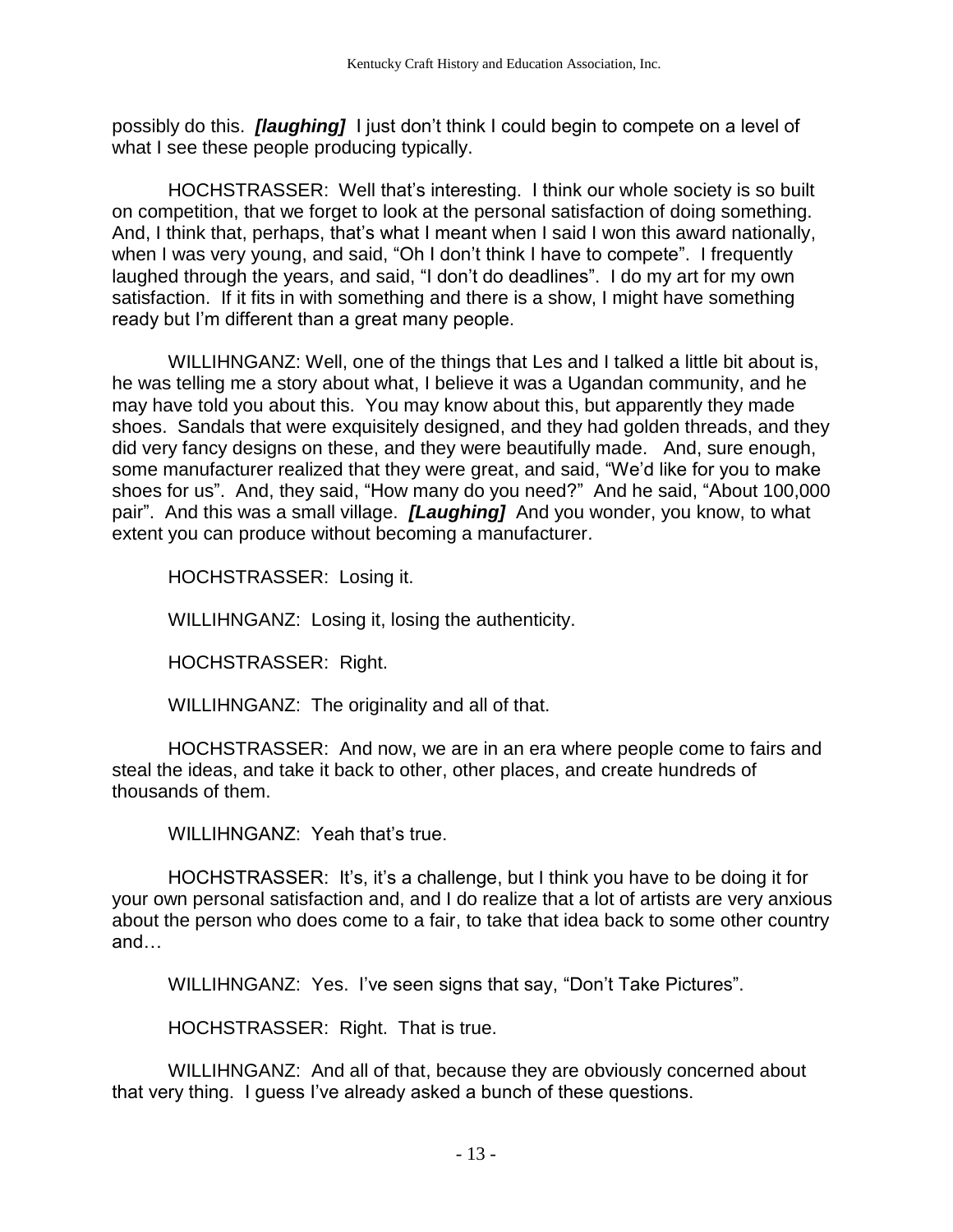possibly do this. ***[laughing]*** I just don't think I could begin to compete on a level of what I see these people producing typically.

HOCHSTRASSER: Well that's interesting. I think our whole society is so built on competition, that we forget to look at the personal satisfaction of doing something. And, I think that, perhaps, that's what I meant when I said I won this award nationally, when I was very young, and said, "Oh I don't think I have to compete". I frequently laughed through the years, and said, "I don't do deadlines". I do my art for my own satisfaction. If it fits in with something and there is a show, I might have something ready but I'm different than a great many people.

WILLIHNGANZ: Well, one of the things that Les and I talked a little bit about is, he was telling me a story about what, I believe it was a Ugandan community, and he may have told you about this. You may know about this, but apparently they made shoes. Sandals that were exquisitely designed, and they had golden threads, and they did very fancy designs on these, and they were beautifully made. And, sure enough, some manufacturer realized that they were great, and said, "We'd like for you to make shoes for us". And, they said, "How many do you need?" And he said, "About 100,000 pair". And this was a small village. ***[Laughing]*** And you wonder, you know, to what extent you can produce without becoming a manufacturer.

HOCHSTRASSER: Losing it.

WILLIHNGANZ: Losing it, losing the authenticity.

HOCHSTRASSER: Right.

WILLIHNGANZ: The originality and all of that.

HOCHSTRASSER: And now, we are in an era where people come to fairs and steal the ideas, and take it back to other, other places, and create hundreds of thousands of them.

WILLIHNGANZ: Yeah that's true.

HOCHSTRASSER: It's, it's a challenge, but I think you have to be doing it for your own personal satisfaction and, and I do realize that a lot of artists are very anxious about the person who does come to a fair, to take that idea back to some other country and…

WILLIHNGANZ: Yes. I've seen signs that say, "Don't Take Pictures".

HOCHSTRASSER: Right. That is true.

WILLIHNGANZ: And all of that, because they are obviously concerned about that very thing. I guess I've already asked a bunch of these questions.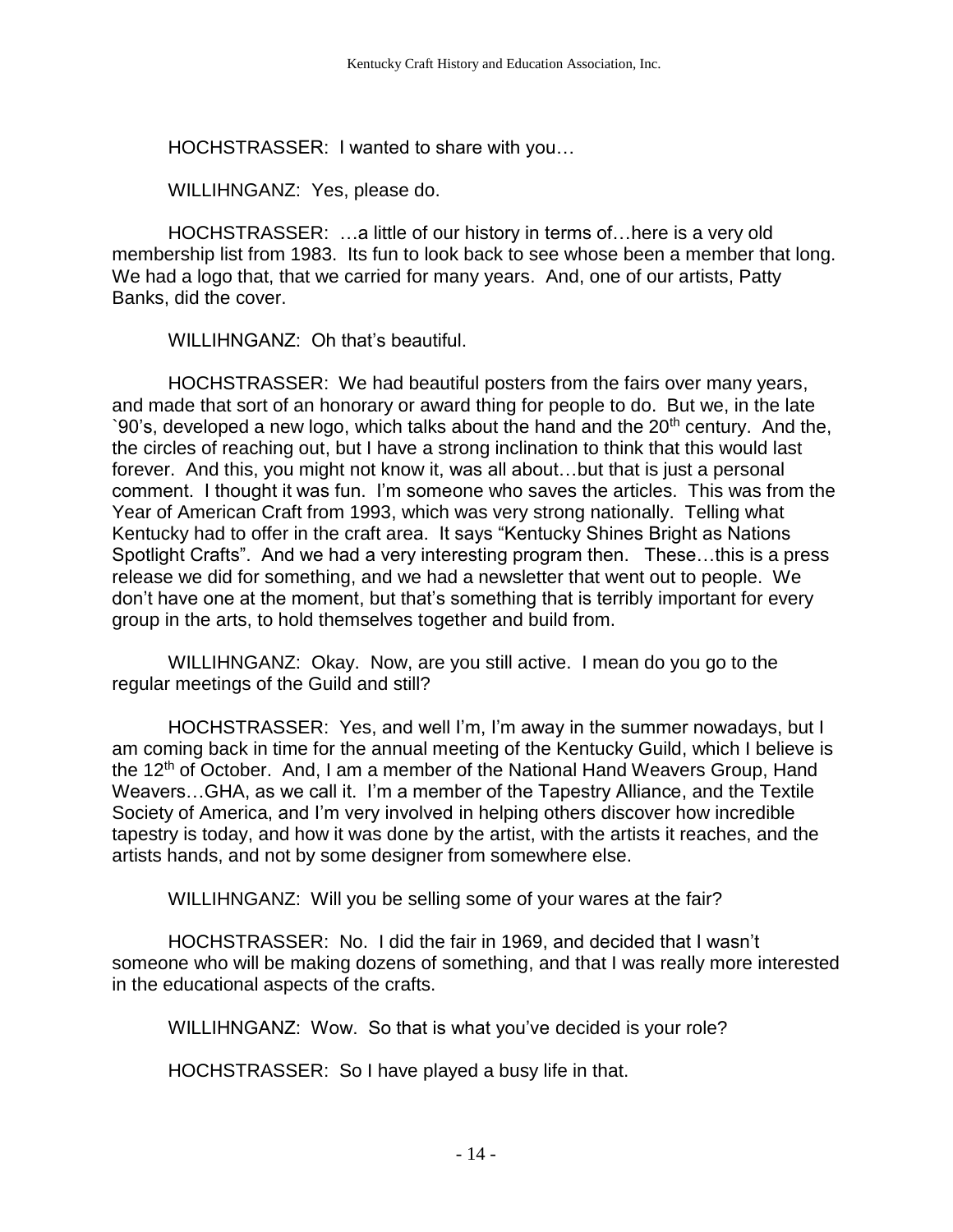HOCHSTRASSER: I wanted to share with you…

WILLIHNGANZ: Yes, please do.

HOCHSTRASSER: …a little of our history in terms of…here is a very old membership list from 1983. Its fun to look back to see whose been a member that long. We had a logo that, that we carried for many years. And, one of our artists, Patty Banks, did the cover.

WILLIHNGANZ: Oh that's beautiful.

HOCHSTRASSER: We had beautiful posters from the fairs over many years, and made that sort of an honorary or award thing for people to do. But we, in the late `90's, developed a new logo, which talks about the hand and the 20th century. And the, the circles of reaching out, but I have a strong inclination to think that this would last forever. And this, you might not know it, was all about…but that is just a personal comment. I thought it was fun. I'm someone who saves the articles. This was from the Year of American Craft from 1993, which was very strong nationally. Telling what Kentucky had to offer in the craft area. It says "Kentucky Shines Bright as Nations Spotlight Crafts". And we had a very interesting program then. These…this is a press release we did for something, and we had a newsletter that went out to people. We don't have one at the moment, but that's something that is terribly important for every group in the arts, to hold themselves together and build from.

WILLIHNGANZ: Okay. Now, are you still active. I mean do you go to the regular meetings of the Guild and still?

HOCHSTRASSER: Yes, and well I'm, I'm away in the summer nowadays, but I am coming back in time for the annual meeting of the Kentucky Guild, which I believe is the 12th of October. And, I am a member of the National Hand Weavers Group, Hand Weavers…GHA, as we call it. I'm a member of the Tapestry Alliance, and the Textile Society of America, and I'm very involved in helping others discover how incredible tapestry is today, and how it was done by the artist, with the artists it reaches, and the artists hands, and not by some designer from somewhere else.

WILLIHNGANZ: Will you be selling some of your wares at the fair?

HOCHSTRASSER: No. I did the fair in 1969, and decided that I wasn't someone who will be making dozens of something, and that I was really more interested in the educational aspects of the crafts.

WILLIHNGANZ: Wow. So that is what you've decided is your role?

HOCHSTRASSER: So I have played a busy life in that.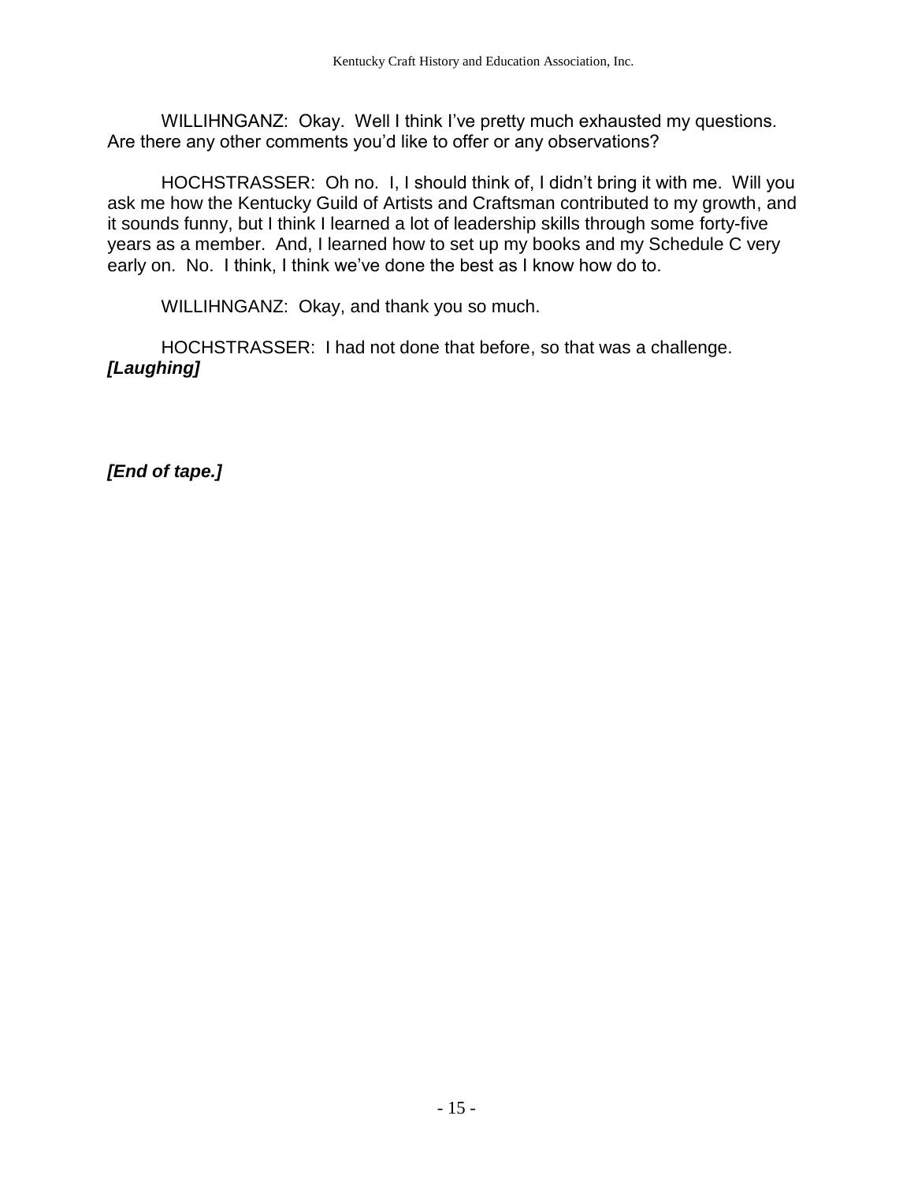WILLIHNGANZ: Okay. Well I think I've pretty much exhausted my questions. Are there any other comments you'd like to offer or any observations?

HOCHSTRASSER: Oh no. I, I should think of, I didn't bring it with me. Will you ask me how the Kentucky Guild of Artists and Craftsman contributed to my growth, and it sounds funny, but I think I learned a lot of leadership skills through some forty-five years as a member. And, I learned how to set up my books and my Schedule C very early on. No. I think, I think we've done the best as I know how do to.

WILLIHNGANZ: Okay, and thank you so much.

HOCHSTRASSER: I had not done that before, so that was a challenge. ***[Laughing]***

***[End of tape.]***